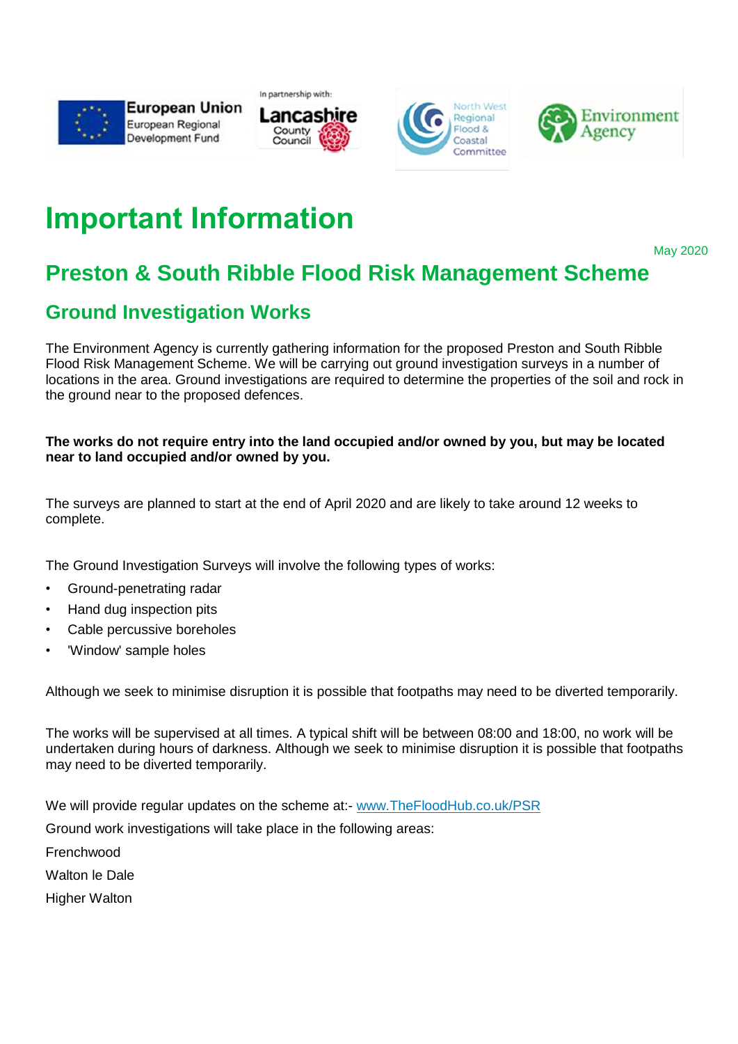# Important Information

May 2020

## Preston & South Ribble Flood Risk Management Scheme

### Ground Investigation Works

The Environment Agency is currently gathering information for the proposed Preston and South Ribble Flood Risk Management Scheme. We will be carrying out ground investigation surveys in a number of locations in the area. Ground investigations are required to determine the properties of the soil and rock in the ground near to the proposed defences.

**The works do not require entry into the land occupied and/or owned by you, but may be located near to land occupied and/or owned by you.**

The surveys are planned to start at the end of April 2020 and are likely to take around 12 weeks to complete.

The Ground Investigation Surveys will involve the following types of works:

- Ground-penetrating radar
- Hand dug inspection pits
- Cable percussive boreholes
- 'Window' sample holes

Although we seek to minimise disruption it is possible that footpaths may need to be diverted temporarily.

The works will be supervised at all times. A typical shift will be between 08:00 and 18:00, no work will be undertaken during hours of darkness. Although we seek to minimise disruption it is possible that footpaths may need to be diverted temporarily.

We will provide regular updates on the scheme at:- [www.TheFloodHub.co.uk/PSR](http://www.TheFloodHub.co.uk/PSR)

Ground work investigations will take place in the following areas:

Frenchwood

Walton le Dale

Higher Walton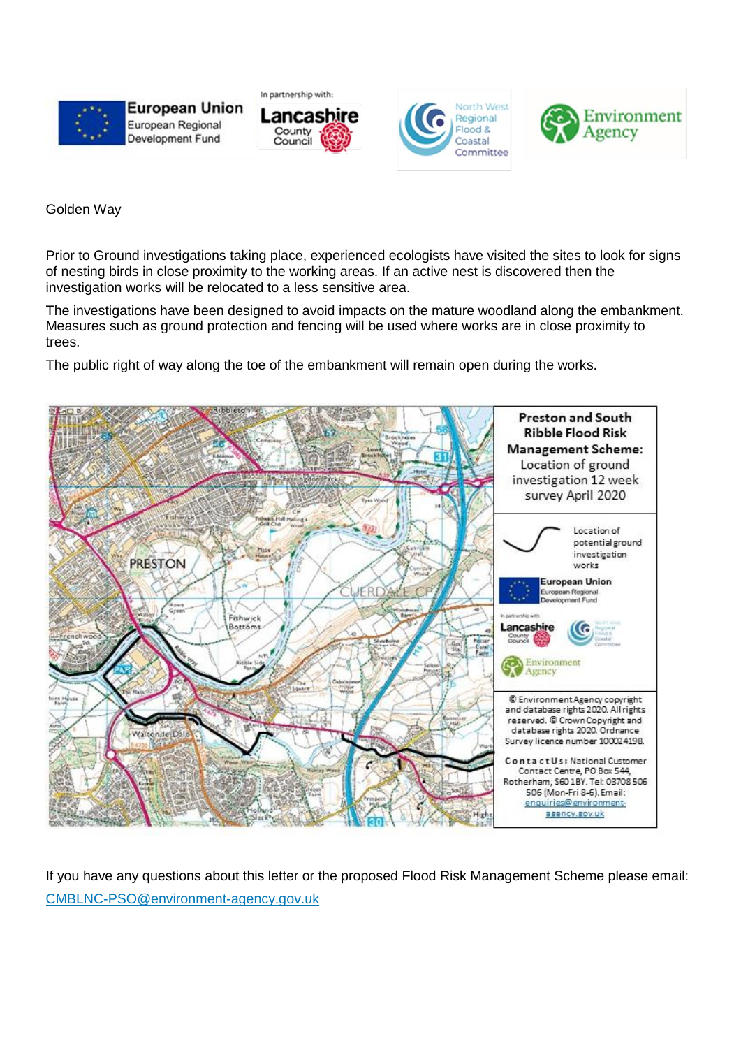European Union
European Regional Development Fund

In partnership with:
Lancashire County Council

North West Regional Flood & Coastal Committee

Environment Agency

Golden Way

Prior to Ground investigations taking place, experienced ecologists have visited the sites to look for signs of nesting birds in close proximity to the working areas. If an active nest is discovered then the investigation works will be relocated to a less sensitive area.

The investigations have been designed to avoid impacts on the mature woodland along the embankment. Measures such as ground protection and fencing will be used where works are in close proximity to trees.

The public right of way along the toe of the embankment will remain open during the works.

**Preston and South Ribble Flood Risk Management Scheme:**
Location of ground investigation 12 week survey April 2020

Location of potential ground investigation works

© Environment Agency copyright and database rights 2020. All rights reserved. © Crown Copyright and database rights 2020. Ordnance Survey licence number 100024198.

Contact Us: National Customer Contact Centre, PO Box 544, Rotherham, S60 1BY. Tel: 03708 506 506 (Mon-Fri 8-6). Email: enquiries@environment-agency.gov.uk

If you have any questions about this letter or the proposed Flood Risk Management Scheme please email: CMBLNC-PSO@environment-agency.gov.uk